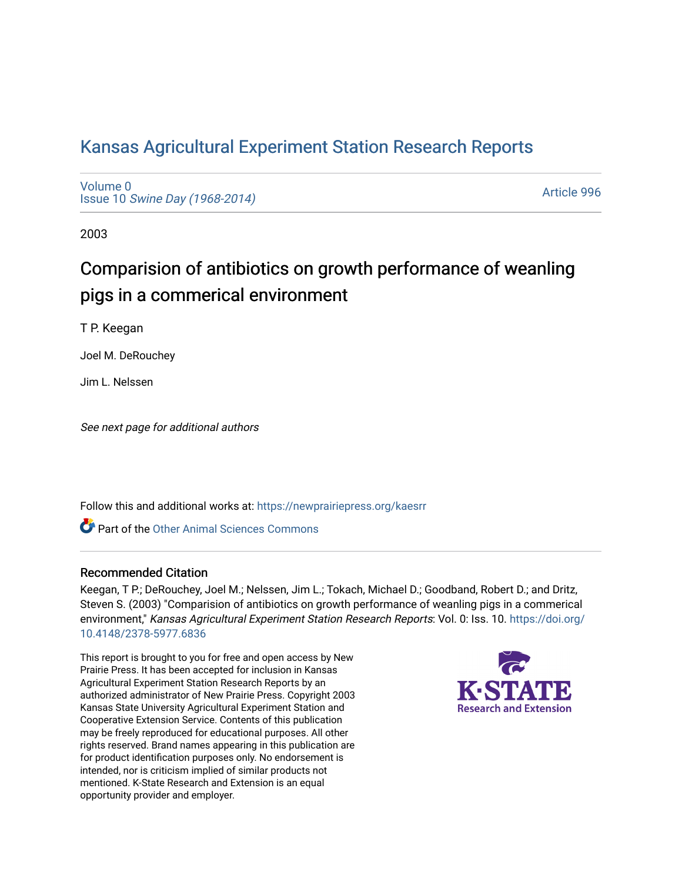# Kansas Agricultural Experiment Station Research Reports

Volume 0
Issue 10 *Swine Day (1968-2014)*

Article 996

2003

## Comparision of antibiotics on growth performance of weanling pigs in a commerical environment

T P. Keegan

Joel M. DeRouchey

Jim L. Nelssen

*See next page for additional authors*

Follow this and additional works at: https://newprairiepress.org/kaesrr

Part of the Other Animal Sciences Commons

### Recommended Citation

Keegan, T P.; DeRouchey, Joel M.; Nelssen, Jim L.; Tokach, Michael D.; Goodband, Robert D.; and Dritz, Steven S. (2003) "Comparision of antibiotics on growth performance of weanling pigs in a commerical environment," *Kansas Agricultural Experiment Station Research Reports*: Vol. 0: Iss. 10. https://doi.org/10.4148/2378-5977.6836

This report is brought to you for free and open access by New Prairie Press. It has been accepted for inclusion in Kansas Agricultural Experiment Station Research Reports by an authorized administrator of New Prairie Press. Copyright 2003 Kansas State University Agricultural Experiment Station and Cooperative Extension Service. Contents of this publication may be freely reproduced for educational purposes. All other rights reserved. Brand names appearing in this publication are for product identification purposes only. No endorsement is intended, nor is criticism implied of similar products not mentioned. K-State Research and Extension is an equal opportunity provider and employer.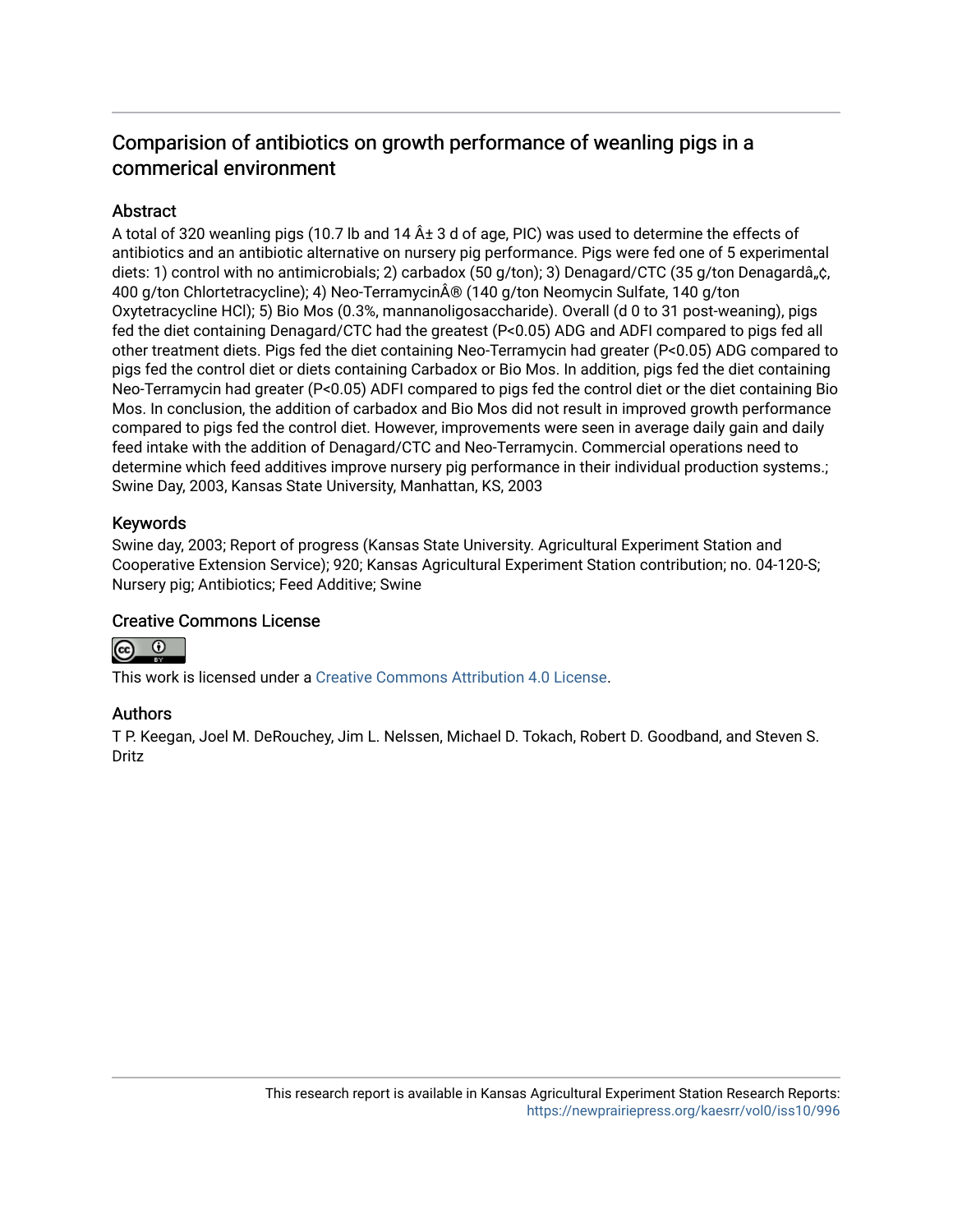# Comparision of antibiotics on growth performance of weanling pigs in a commerical environment

## Abstract

A total of 320 weanling pigs (10.7 lb and 14 Â± 3 d of age, PIC) was used to determine the effects of antibiotics and an antibiotic alternative on nursery pig performance. Pigs were fed one of 5 experimental diets: 1) control with no antimicrobials; 2) carbadox (50 g/ton); 3) Denagard/CTC (35 g/ton Denagardâ„¢, 400 g/ton Chlortetracycline); 4) Neo-TerramycinÂ® (140 g/ton Neomycin Sulfate, 140 g/ton Oxytetracycline HCl); 5) Bio Mos (0.3%, mannanoligosaccharide). Overall (d 0 to 31 post-weaning), pigs fed the diet containing Denagard/CTC had the greatest (P<0.05) ADG and ADFI compared to pigs fed all other treatment diets. Pigs fed the diet containing Neo-Terramycin had greater (P<0.05) ADG compared to pigs fed the control diet or diets containing Carbadox or Bio Mos. In addition, pigs fed the diet containing Neo-Terramycin had greater (P<0.05) ADFI compared to pigs fed the control diet or the diet containing Bio Mos. In conclusion, the addition of carbadox and Bio Mos did not result in improved growth performance compared to pigs fed the control diet. However, improvements were seen in average daily gain and daily feed intake with the addition of Denagard/CTC and Neo-Terramycin. Commercial operations need to determine which feed additives improve nursery pig performance in their individual production systems.; Swine Day, 2003, Kansas State University, Manhattan, KS, 2003

## Keywords

Swine day, 2003; Report of progress (Kansas State University. Agricultural Experiment Station and Cooperative Extension Service); 920; Kansas Agricultural Experiment Station contribution; no. 04-120-S; Nursery pig; Antibiotics; Feed Additive; Swine

## Creative Commons License

This work is licensed under a Creative Commons Attribution 4.0 License.

## Authors

T P. Keegan, Joel M. DeRouchey, Jim L. Nelssen, Michael D. Tokach, Robert D. Goodband, and Steven S. Dritz

This research report is available in Kansas Agricultural Experiment Station Research Reports: https://newprairiepress.org/kaesrr/vol0/iss10/996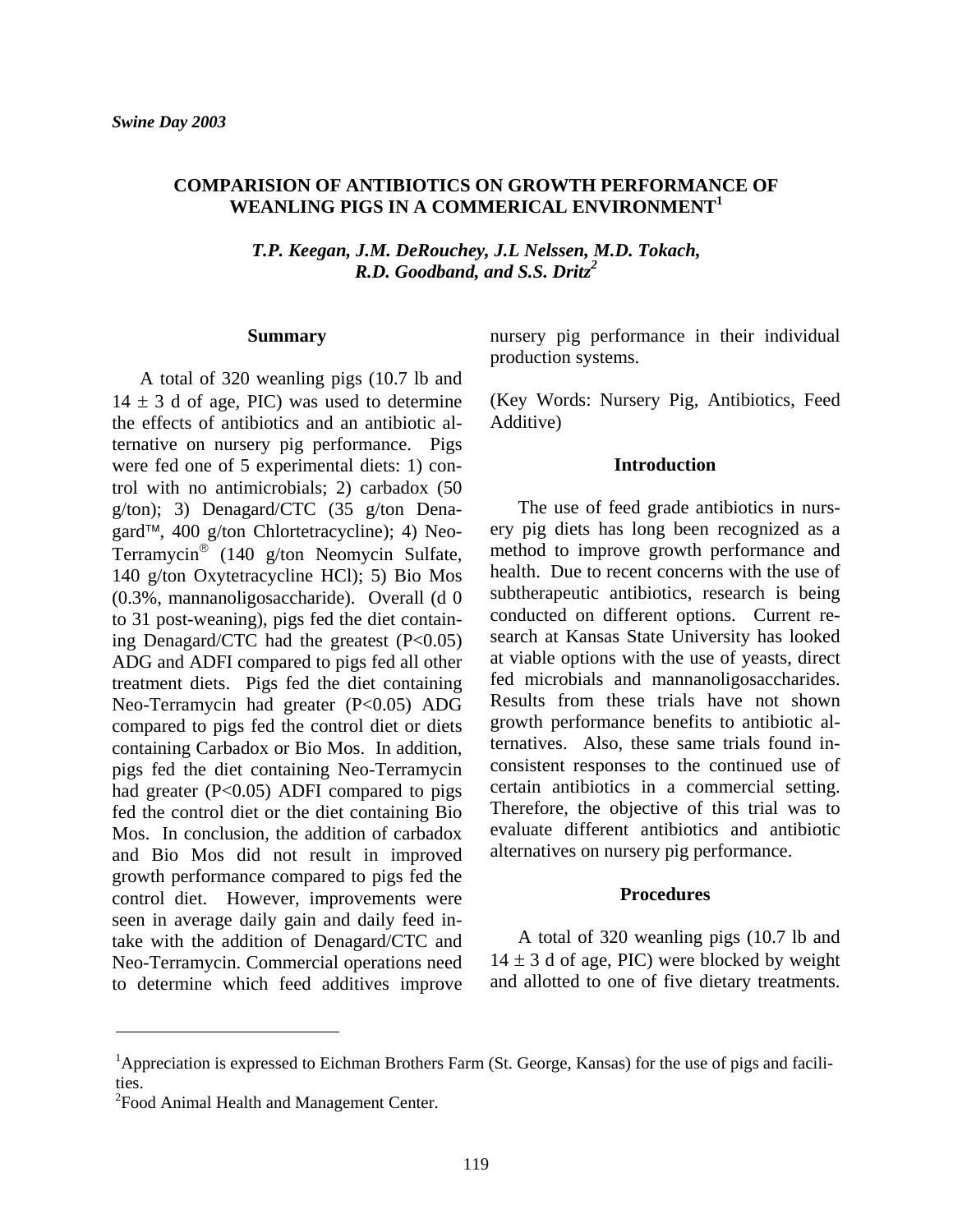# COMPARISION OF ANTIBIOTICS ON GROWTH PERFORMANCE OF WEANLING PIGS IN A COMMERICAL ENVIRONMENT[1]

*T.P. Keegan, J.M. DeRouchey, J.L Nelssen, M.D. Tokach, R.D. Goodband, and S.S. Dritz[2]*

## Summary

A total of 320 weanling pigs (10.7 lb and $14 \pm 3$ d of age, PIC) was used to determine the effects of antibiotics and an antibiotic alternative on nursery pig performance. Pigs were fed one of 5 experimental diets: 1) control with no antimicrobials; 2) carbadox (50 g/ton); 3) Denagard/CTC (35 g/ton Denagard™, 400 g/ton Chlortetracycline); 4) Neo-Terramycin® (140 g/ton Neomycin Sulfate, 140 g/ton Oxytetracycline HCl); 5) Bio Mos (0.3%, mannanoligosaccharide). Overall (d 0 to 31 post-weaning), pigs fed the diet containing Denagard/CTC had the greatest ($P<0.05$) ADG and ADFI compared to pigs fed all other treatment diets. Pigs fed the diet containing Neo-Terramycin had greater ($P<0.05$) ADG compared to pigs fed the control diet or diets containing Carbadox or Bio Mos. In addition, pigs fed the diet containing Neo-Terramycin had greater ($P<0.05$) ADFI compared to pigs fed the control diet or the diet containing Bio Mos. In conclusion, the addition of carbadox and Bio Mos did not result in improved growth performance compared to pigs fed the control diet. However, improvements were seen in average daily gain and daily feed intake with the addition of Denagard/CTC and Neo-Terramycin. Commercial operations need to determine which feed additives improve nursery pig performance in their individual production systems.

(Key Words: Nursery Pig, Antibiotics, Feed Additive)

## Introduction

The use of feed grade antibiotics in nursery pig diets has long been recognized as a method to improve growth performance and health. Due to recent concerns with the use of subtherapeutic antibiotics, research is being conducted on different options. Current research at Kansas State University has looked at viable options with the use of yeasts, direct fed microbials and mannanoligosaccharides. Results from these trials have not shown growth performance benefits to antibiotic alternatives. Also, these same trials found inconsistent responses to the continued use of certain antibiotics in a commercial setting. Therefore, the objective of this trial was to evaluate different antibiotics and antibiotic alternatives on nursery pig performance.

## Procedures

A total of 320 weanling pigs (10.7 lb and $14 \pm 3$ d of age, PIC) were blocked by weight and allotted to one of five dietary treatments.

---

[1]Appreciation is expressed to Eichman Brothers Farm (St. George, Kansas) for the use of pigs and facilities.

[2]Food Animal Health and Management Center.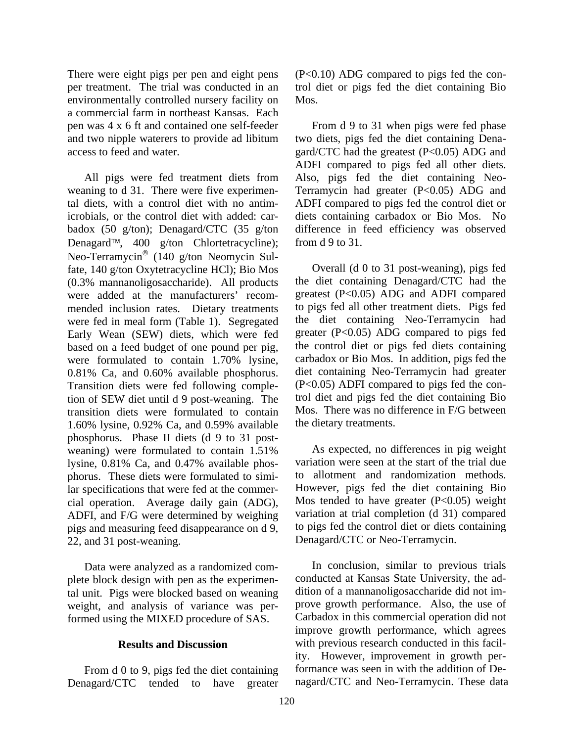There were eight pigs per pen and eight pens per treatment. The trial was conducted in an environmentally controlled nursery facility on a commercial farm in northeast Kansas. Each pen was 4 x 6 ft and contained one self-feeder and two nipple waterers to provide ad libitum access to feed and water.

All pigs were fed treatment diets from weaning to d 31. There were five experimental diets, with a control diet with no antimicrobials, or the control diet with added: carbadox (50 g/ton); Denagard/CTC (35 g/ton Denagard™, 400 g/ton Chlortetracycline); Neo-Terramycin® (140 g/ton Neomycin Sulfate, 140 g/ton Oxytetracycline HCl); Bio Mos (0.3% mannanoligosaccharide). All products were added at the manufacturers' recommended inclusion rates. Dietary treatments were fed in meal form (Table 1). Segregated Early Wean (SEW) diets, which were fed based on a feed budget of one pound per pig, were formulated to contain 1.70% lysine, 0.81% Ca, and 0.60% available phosphorus. Transition diets were fed following completion of SEW diet until d 9 post-weaning. The transition diets were formulated to contain 1.60% lysine, 0.92% Ca, and 0.59% available phosphorus. Phase II diets (d 9 to 31 post-weaning) were formulated to contain 1.51% lysine, 0.81% Ca, and 0.47% available phosphorus. These diets were formulated to similar specifications that were fed at the commercial operation. Average daily gain (ADG), ADFI, and F/G were determined by weighing pigs and measuring feed disappearance on d 9, 22, and 31 post-weaning.

Data were analyzed as a randomized complete block design with pen as the experimental unit. Pigs were blocked based on weaning weight, and analysis of variance was performed using the MIXED procedure of SAS.

## Results and Discussion

From d 0 to 9, pigs fed the diet containing Denagard/CTC tended to have greater ($P<0.10$) ADG compared to pigs fed the control diet or pigs fed the diet containing Bio Mos.

From d 9 to 31 when pigs were fed phase two diets, pigs fed the diet containing Denagard/CTC had the greatest ($P<0.05$) ADG and ADFI compared to pigs fed all other diets. Also, pigs fed the diet containing Neo-Terramycin had greater ($P<0.05$) ADG and ADFI compared to pigs fed the control diet or diets containing carbadox or Bio Mos. No difference in feed efficiency was observed from d 9 to 31.

Overall (d 0 to 31 post-weaning), pigs fed the diet containing Denagard/CTC had the greatest ($P<0.05$) ADG and ADFI compared to pigs fed all other treatment diets. Pigs fed the diet containing Neo-Terramycin had greater ($P<0.05$) ADG compared to pigs fed the control diet or pigs fed diets containing carbadox or Bio Mos. In addition, pigs fed the diet containing Neo-Terramycin had greater ($P<0.05$) ADFI compared to pigs fed the control diet and pigs fed the diet containing Bio Mos. There was no difference in F/G between the dietary treatments.

As expected, no differences in pig weight variation were seen at the start of the trial due to allotment and randomization methods. However, pigs fed the diet containing Bio Mos tended to have greater ($P<0.05$) weight variation at trial completion (d 31) compared to pigs fed the control diet or diets containing Denagard/CTC or Neo-Terramycin.

In conclusion, similar to previous trials conducted at Kansas State University, the addition of a mannanoligosaccharide did not improve growth performance. Also, the use of Carbadox in this commercial operation did not improve growth performance, which agrees with previous research conducted in this facility. However, improvement in growth performance was seen in with the addition of Denagard/CTC and Neo-Terramycin. These data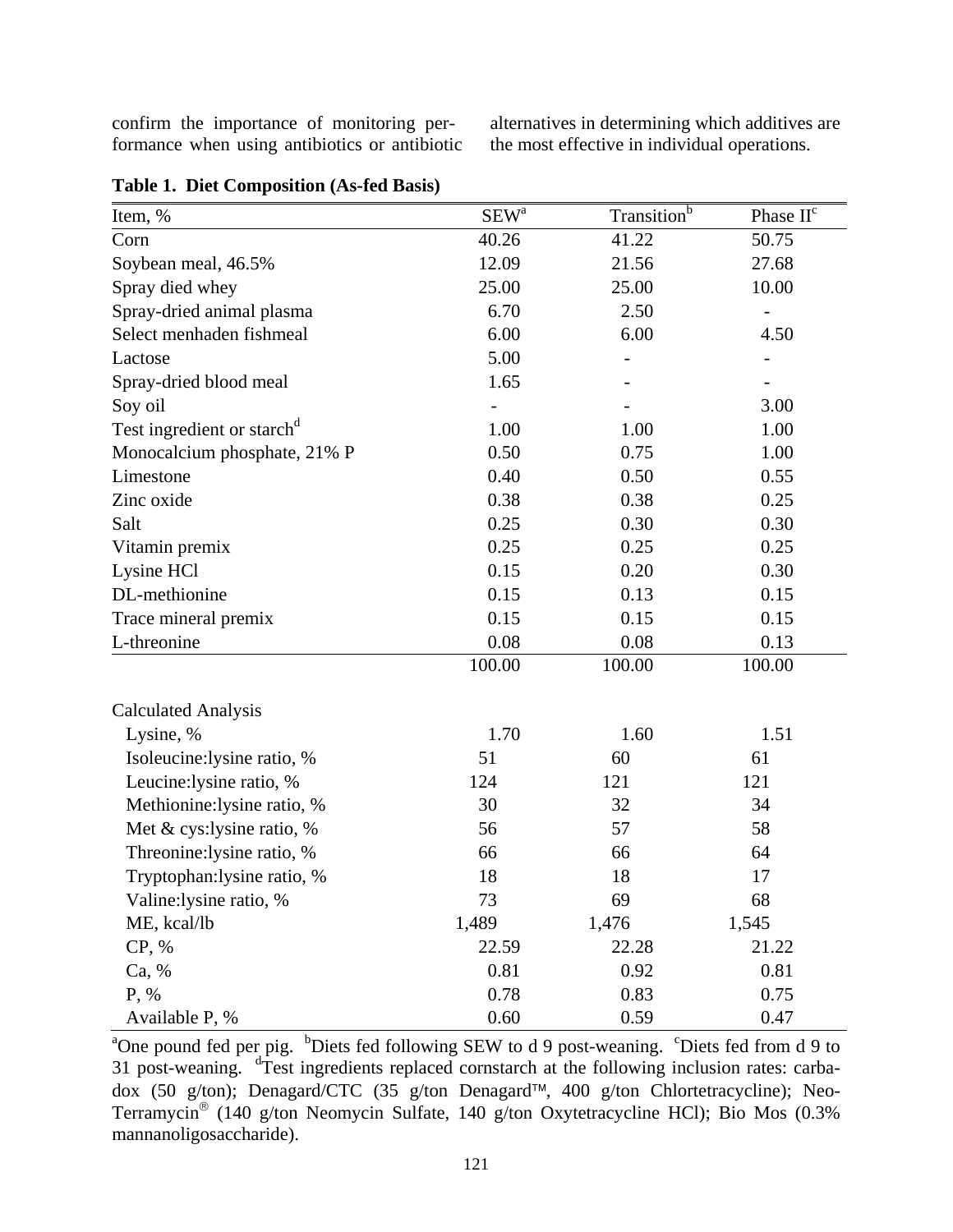confirm the importance of monitoring performance when using antibiotics or antibiotic alternatives in determining which additives are the most effective in individual operations.

**Table 1. Diet Composition (As-fed Basis)**

| Item, % | SEW[a] | Transition[b] | Phase II[c] |
|---|---|---|---|
| Corn | 40.26 | 41.22 | 50.75 |
| Soybean meal, 46.5% | 12.09 | 21.56 | 27.68 |
| Spray died whey | 25.00 | 25.00 | 10.00 |
| Spray-dried animal plasma | 6.70 | 2.50 | - |
| Select menhaden fishmeal | 6.00 | 6.00 | 4.50 |
| Lactose | 5.00 | - | - |
| Spray-dried blood meal | 1.65 | - | - |
| Soy oil | - | - | 3.00 |
| Test ingredient or starch[d] | 1.00 | 1.00 | 1.00 |
| Monocalcium phosphate, 21% P | 0.50 | 0.75 | 1.00 |
| Limestone | 0.40 | 0.50 | 0.55 |
| Zinc oxide | 0.38 | 0.38 | 0.25 |
| Salt | 0.25 | 0.30 | 0.30 |
| Vitamin premix | 0.25 | 0.25 | 0.25 |
| Lysine HCl | 0.15 | 0.20 | 0.30 |
| DL-methionine | 0.15 | 0.13 | 0.15 |
| Trace mineral premix | 0.15 | 0.15 | 0.15 |
| L-threonine | 0.08 | 0.08 | 0.13 |
| | 100.00 | 100.00 | 100.00 |
| Calculated Analysis | | | |
| Lysine, % | 1.70 | 1.60 | 1.51 |
| Isoleucine:lysine ratio, % | 51 | 60 | 61 |
| Leucine:lysine ratio, % | 124 | 121 | 121 |
| Methionine:lysine ratio, % | 30 | 32 | 34 |
| Met & cys:lysine ratio, % | 56 | 57 | 58 |
| Threonine:lysine ratio, % | 66 | 66 | 64 |
| Tryptophan:lysine ratio, % | 18 | 18 | 17 |
| Valine:lysine ratio, % | 73 | 69 | 68 |
| ME, kcal/lb | 1,489 | 1,476 | 1,545 |
| CP, % | 22.59 | 22.28 | 21.22 |
| Ca, % | 0.81 | 0.92 | 0.81 |
| P, % | 0.78 | 0.83 | 0.75 |
| Available P, % | 0.60 | 0.59 | 0.47 |

[a]One pound fed per pig. [b]Diets fed following SEW to d 9 post-weaning. [c]Diets fed from d 9 to 31 post-weaning. [d]Test ingredients replaced cornstarch at the following inclusion rates: carbadox (50 g/ton); Denagard/CTC (35 g/ton Denagard™, 400 g/ton Chlortetracycline); Neo-Terramycin® (140 g/ton Neomycin Sulfate, 140 g/ton Oxytetracycline HCl); Bio Mos (0.3% mannanoligosaccharide).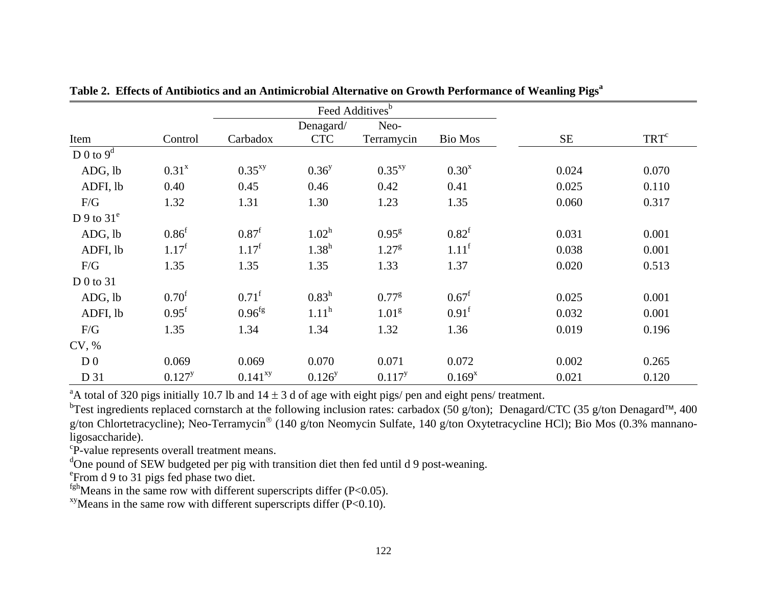**Table 2. Effects of Antibiotics and an Antimicrobial Alternative on Growth Performance of Weanling Pigs[a]**

| | | Feed Additives[b] | | | | | |
|---|---|---|---|---|---|---|---|
| Item | Control | Carbadox | Denagard/ CTC | Neo-Terramycin | Bio Mos | SE | TRT[c] |
| D 0 to 9[d] | | | | | | | |
| ADG, lb | 0.31[x] | 0.35[xy] | 0.36[y] | 0.35[xy] | 0.30[x] | 0.024 | 0.070 |
| ADFI, lb | 0.40 | 0.45 | 0.46 | 0.42 | 0.41 | 0.025 | 0.110 |
| F/G | 1.32 | 1.31 | 1.30 | 1.23 | 1.35 | 0.060 | 0.317 |
| D 9 to 31[e] | | | | | | | |
| ADG, lb | 0.86[f] | 0.87[f] | 1.02[h] | 0.95[g] | 0.82[f] | 0.031 | 0.001 |
| ADFI, lb | 1.17[f] | 1.17[f] | 1.38[h] | 1.27[g] | 1.11[f] | 0.038 | 0.001 |
| F/G | 1.35 | 1.35 | 1.35 | 1.33 | 1.37 | 0.020 | 0.513 |
| D 0 to 31 | | | | | | | |
| ADG, lb | 0.70[f] | 0.71[f] | 0.83[h] | 0.77[g] | 0.67[f] | 0.025 | 0.001 |
| ADFI, lb | 0.95[f] | 0.96[fg] | 1.11[h] | 1.01[g] | 0.91[f] | 0.032 | 0.001 |
| F/G | 1.35 | 1.34 | 1.34 | 1.32 | 1.36 | 0.019 | 0.196 |
| CV, % | | | | | | | |
| D 0 | 0.069 | 0.069 | 0.070 | 0.071 | 0.072 | 0.002 | 0.265 |
| D 31 | 0.127[y] | 0.141[xy] | 0.126[y] | 0.117[y] | 0.169[x] | 0.021 | 0.120 |

[a]A total of 320 pigs initially 10.7 lb and 14 ± 3 d of age with eight pigs/ pen and eight pens/ treatment.

[b]Test ingredients replaced cornstarch at the following inclusion rates: carbadox (50 g/ton); Denagard/CTC (35 g/ton Denagard™, 400 g/ton Chlortetracycline); Neo-Terramycin® (140 g/ton Neomycin Sulfate, 140 g/ton Oxytetracycline HCl); Bio Mos (0.3% mannano-ligosaccharide).

[c]P-value represents overall treatment means.

[d]One pound of SEW budgeted per pig with transition diet then fed until d 9 post-weaning.

[e]From d 9 to 31 pigs fed phase two diet.

[fgh]Means in the same row with different superscripts differ ($P<0.05$).

[xy]Means in the same row with different superscripts differ ($P<0.10$).